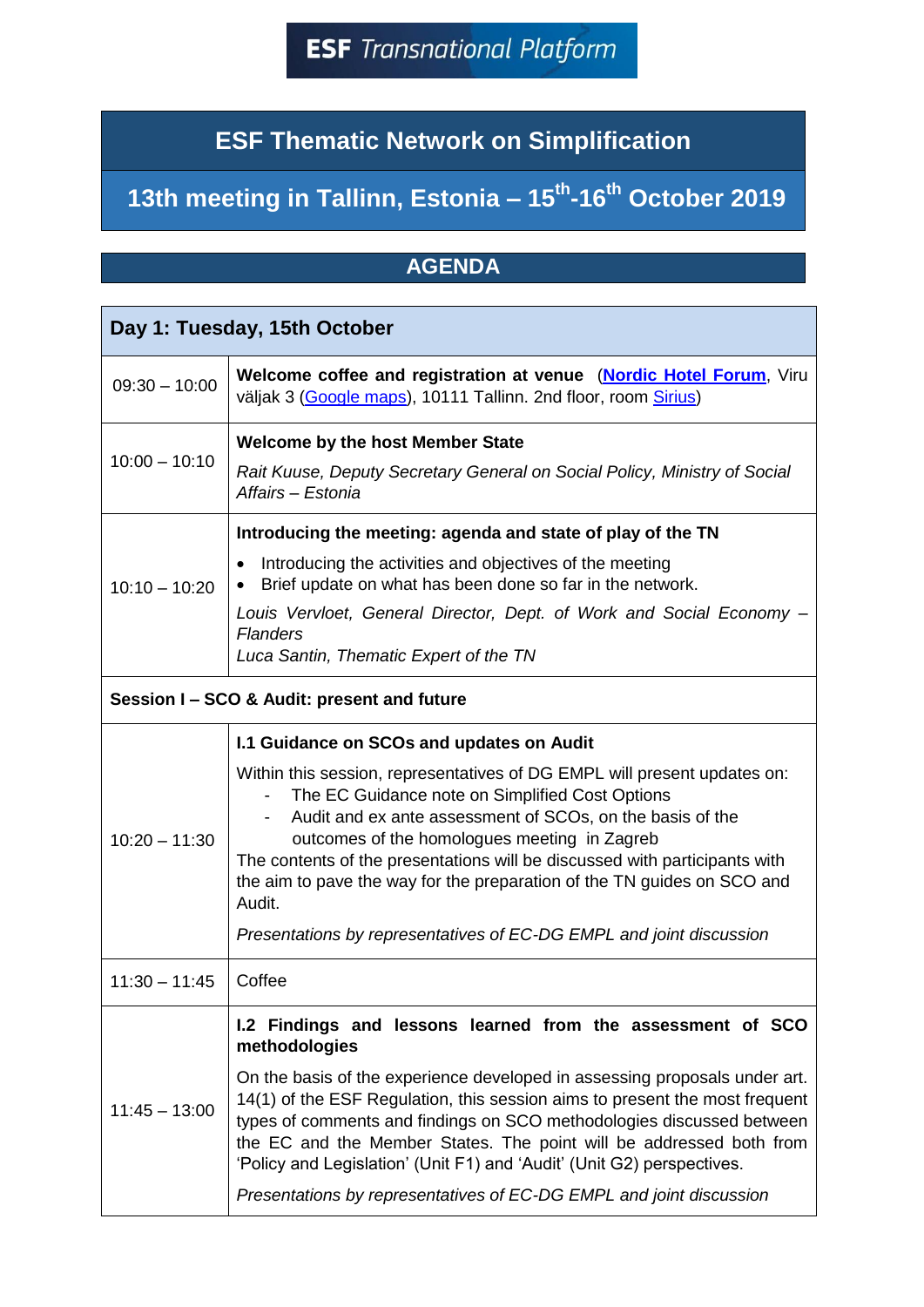**ESF** *Transnational Platform*

# ESF Thematic Network on Simplification

## 13th meeting in Tallinn, Estonia – 15th-16th October 2019

## AGENDA

| Day 1: Tuesday, 15th October | |
|---|---|
| 09:30 – 10:00 | **Welcome coffee and registration at venue** (**Nordic Hotel Forum**, Viru väljak 3 (Google maps), 10111 Tallinn. 2nd floor, room Sirius) |
| 10:00 – 10:10 | **Welcome by the host Member State**<br>*Rait Kuuse, Deputy Secretary General on Social Policy, Ministry of Social Affairs – Estonia* |
| 10:10 – 10:20 | **Introducing the meeting: agenda and state of play of the TN**<br>• Introducing the activities and objectives of the meeting<br>• Brief update on what has been done so far in the network.<br>*Louis Vervloet, General Director, Dept. of Work and Social Economy – Flanders*<br>*Luca Santin, Thematic Expert of the TN* |
| **Session I – SCO & Audit: present and future** | |
| 10:20 – 11:30 | **I.1 Guidance on SCOs and updates on Audit**<br>Within this session, representatives of DG EMPL will present updates on:<br>- The EC Guidance note on Simplified Cost Options<br>- Audit and ex ante assessment of SCOs, on the basis of the outcomes of the homologues meeting in Zagreb<br>The contents of the presentations will be discussed with participants with the aim to pave the way for the preparation of the TN guides on SCO and Audit.<br>*Presentations by representatives of EC-DG EMPL and joint discussion* |
| 11:30 – 11:45 | Coffee |
| 11:45 – 13:00 | **I.2 Findings and lessons learned from the assessment of SCO methodologies**<br>On the basis of the experience developed in assessing proposals under art. 14(1) of the ESF Regulation, this session aims to present the most frequent types of comments and findings on SCO methodologies discussed between the EC and the Member States. The point will be addressed both from 'Policy and Legislation' (Unit F1) and 'Audit' (Unit G2) perspectives.<br>*Presentations by representatives of EC-DG EMPL and joint discussion* |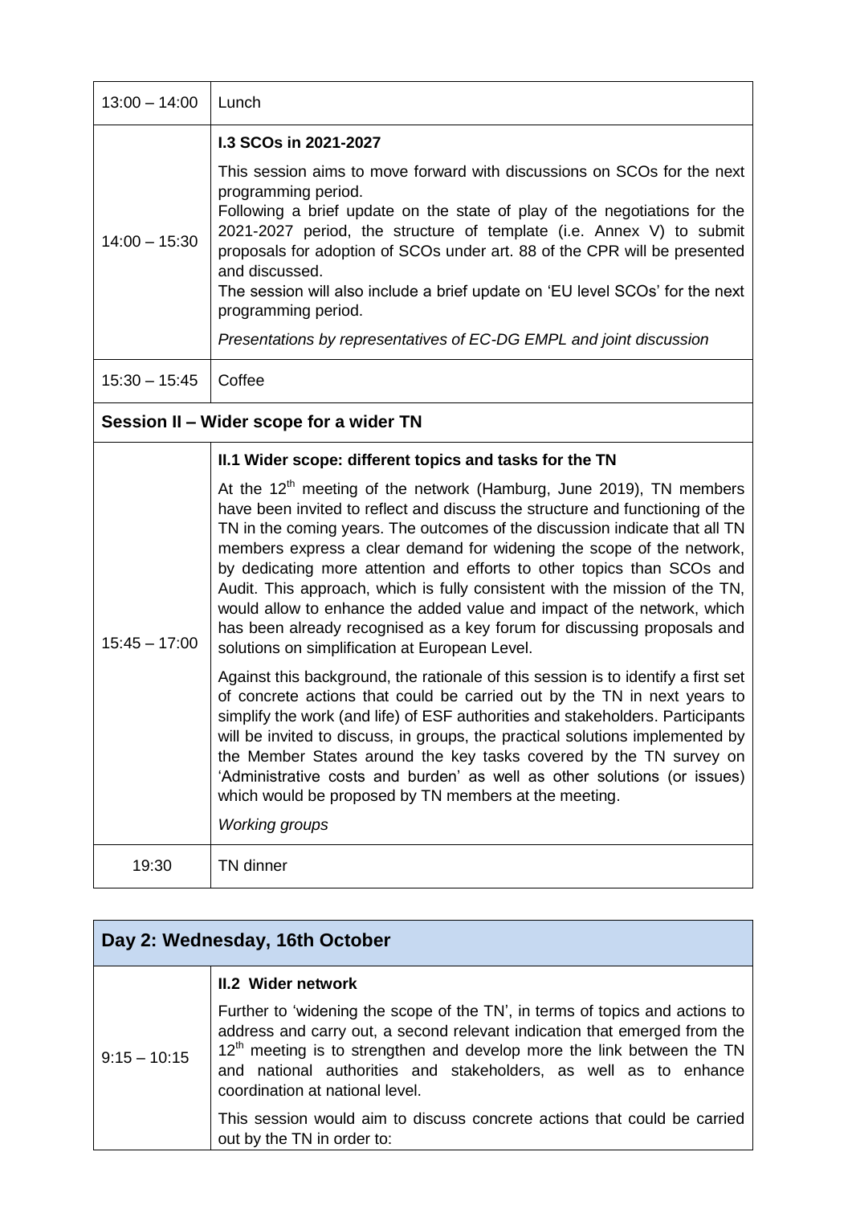| | |
|---|---|
| 13:00 – 14:00 | Lunch |
| 14:00 – 15:30 | **I.3 SCOs in 2021-2027**<br><br>This session aims to move forward with discussions on SCOs for the next programming period.<br>Following a brief update on the state of play of the negotiations for the 2021-2027 period, the structure of template (i.e. Annex V) to submit proposals for adoption of SCOs under art. 88 of the CPR will be presented and discussed.<br>The session will also include a brief update on 'EU level SCOs' for the next programming period.<br><br>*Presentations by representatives of EC-DG EMPL and joint discussion* |
| 15:30 – 15:45 | Coffee |
| **Session II – Wider scope for a wider TN** | |
| 15:45 – 17:00 | **II.1 Wider scope: different topics and tasks for the TN**<br><br>At the 12th meeting of the network (Hamburg, June 2019), TN members have been invited to reflect and discuss the structure and functioning of the TN in the coming years. The outcomes of the discussion indicate that all TN members express a clear demand for widening the scope of the network, by dedicating more attention and efforts to other topics than SCOs and Audit. This approach, which is fully consistent with the mission of the TN, would allow to enhance the added value and impact of the network, which has been already recognised as a key forum for discussing proposals and solutions on simplification at European Level.<br><br>Against this background, the rationale of this session is to identify a first set of concrete actions that could be carried out by the TN in next years to simplify the work (and life) of ESF authorities and stakeholders. Participants will be invited to discuss, in groups, the practical solutions implemented by the Member States around the key tasks covered by the TN survey on 'Administrative costs and burden' as well as other solutions (or issues) which would be proposed by TN members at the meeting.<br><br>*Working groups* |
| 19:30 | TN dinner |

| **Day 2: Wednesday, 16th October** | |
|---|---|
| 9:15 – 10:15 | **II.2 Wider network**<br><br>Further to 'widening the scope of the TN', in terms of topics and actions to address and carry out, a second relevant indication that emerged from the 12th meeting is to strengthen and develop more the link between the TN and national authorities and stakeholders, as well as to enhance coordination at national level.<br><br>This session would aim to discuss concrete actions that could be carried out by the TN in order to: |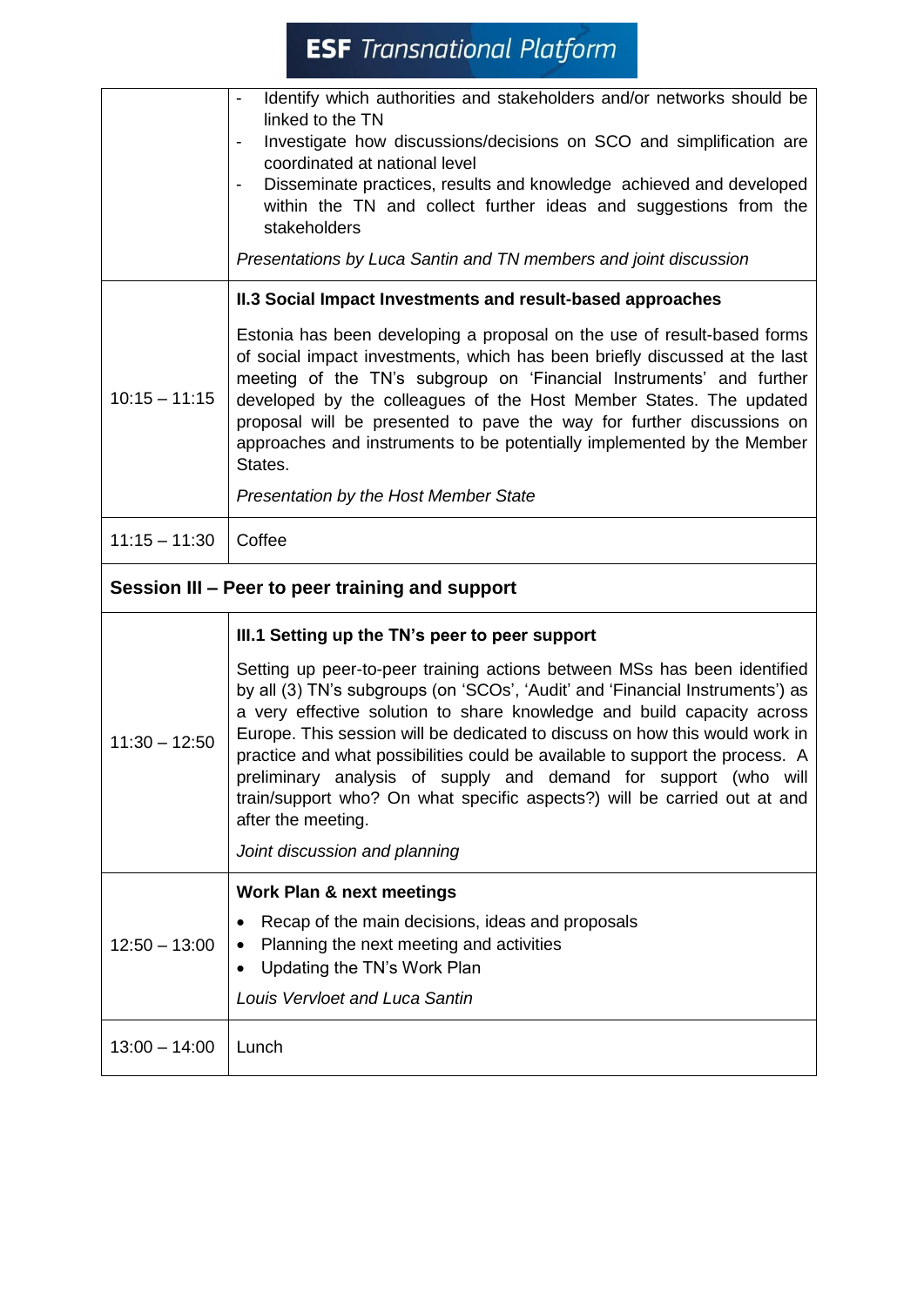| | |
|---|---|
| | - Identify which authorities and stakeholders and/or networks should be linked to the TN<br>- Investigate how discussions/decisions on SCO and simplification are coordinated at national level<br>- Disseminate practices, results and knowledge achieved and developed within the TN and collect further ideas and suggestions from the stakeholders<br><br>*Presentations by Luca Santin and TN members and joint discussion* |
| 10:15 – 11:15 | **II.3 Social Impact Investments and result-based approaches**<br><br>Estonia has been developing a proposal on the use of result-based forms of social impact investments, which has been briefly discussed at the last meeting of the TN's subgroup on 'Financial Instruments' and further developed by the colleagues of the Host Member States. The updated proposal will be presented to pave the way for further discussions on approaches and instruments to be potentially implemented by the Member States.<br><br>*Presentation by the Host Member State* |
| 11:15 – 11:30 | Coffee |
| **Session III – Peer to peer training and support** | |
| 11:30 – 12:50 | **III.1 Setting up the TN's peer to peer support**<br><br>Setting up peer-to-peer training actions between MSs has been identified by all (3) TN's subgroups (on 'SCOs', 'Audit' and 'Financial Instruments') as a very effective solution to share knowledge and build capacity across Europe. This session will be dedicated to discuss on how this would work in practice and what possibilities could be available to support the process. A preliminary analysis of supply and demand for support (who will train/support who? On what specific aspects?) will be carried out at and after the meeting.<br><br>*Joint discussion and planning* |
| 12:50 – 13:00 | **Work Plan & next meetings**<br><br>• Recap of the main decisions, ideas and proposals<br>• Planning the next meeting and activities<br>• Updating the TN's Work Plan<br><br>*Louis Vervloet and Luca Santin* |
| 13:00 – 14:00 | Lunch |